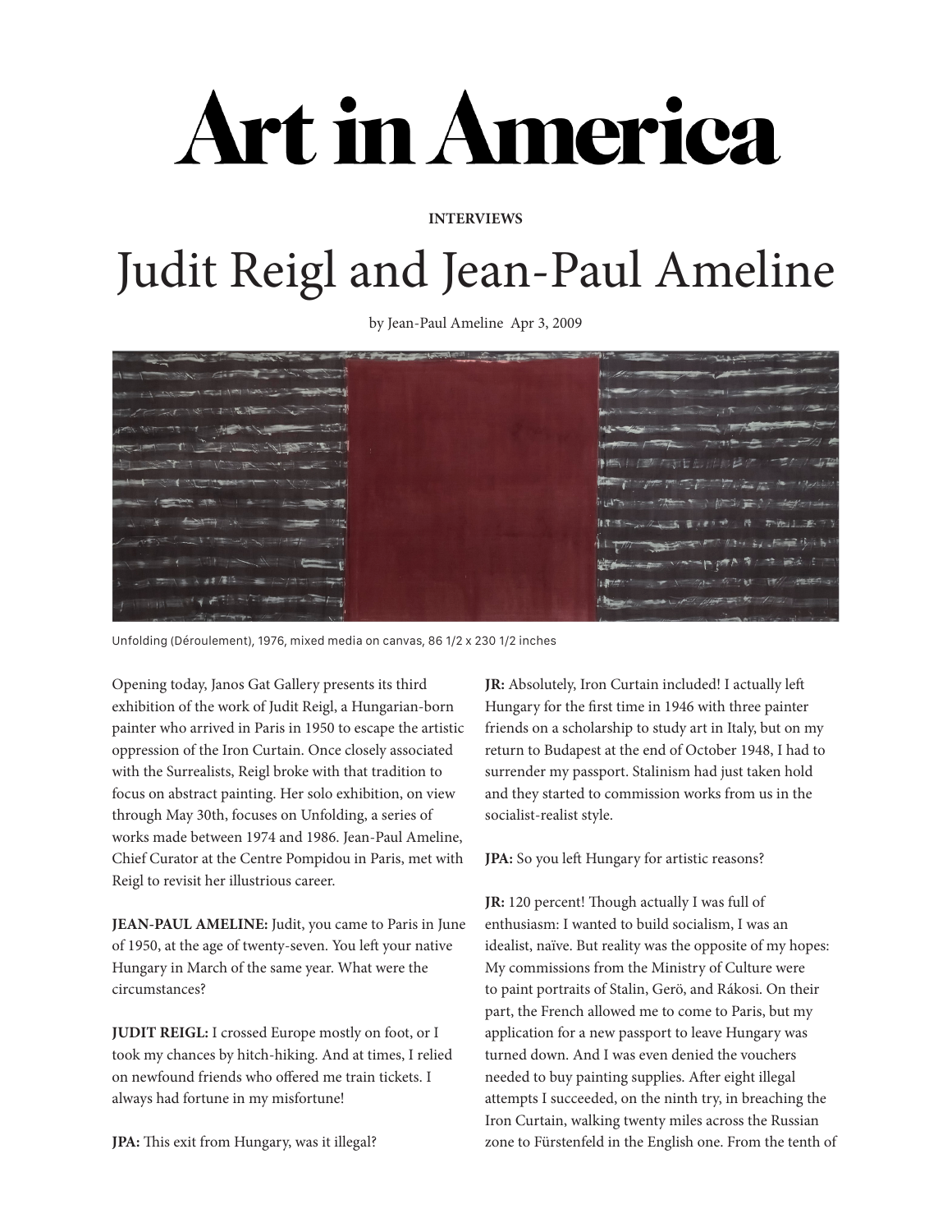# Art in America

**INTERVIEWS**

# Judit Reigl and Jean-Paul Ameline

by Jean-Paul Ameline Apr 3, 2009

Unfolding (Déroulement), 1976, mixed media on canvas, 86 1/2 x 230 1/2 inches

Opening today, Janos Gat Gallery presents its third exhibition of the work of Judit Reigl, a Hungarian-born painter who arrived in Paris in 1950 to escape the artistic oppression of the Iron Curtain. Once closely associated with the Surrealists, Reigl broke with that tradition to focus on abstract painting. Her solo exhibition, on view through May 30th, focuses on Unfolding, a series of works made between 1974 and 1986. Jean-Paul Ameline, Chief Curator at the Centre Pompidou in Paris, met with Reigl to revisit her illustrious career.

**JEAN-PAUL AMELINE:** Judit, you came to Paris in June of 1950, at the age of twenty-seven. You left your native Hungary in March of the same year. What were the circumstances?

**JUDIT REIGL:** I crossed Europe mostly on foot, or I took my chances by hitch-hiking. And at times, I relied on newfound friends who offered me train tickets. I always had fortune in my misfortune!

**JPA:** This exit from Hungary, was it illegal?

**JR:** Absolutely, Iron Curtain included! I actually left Hungary for the first time in 1946 with three painter friends on a scholarship to study art in Italy, but on my return to Budapest at the end of October 1948, I had to surrender my passport. Stalinism had just taken hold and they started to commission works from us in the socialist-realist style.

**JPA:** So you left Hungary for artistic reasons?

**JR:** 120 percent! Though actually I was full of enthusiasm: I wanted to build socialism, I was an idealist, naïve. But reality was the opposite of my hopes: My commissions from the Ministry of Culture were to paint portraits of Stalin, Gerö, and Rákosi. On their part, the French allowed me to come to Paris, but my application for a new passport to leave Hungary was turned down. And I was even denied the vouchers needed to buy painting supplies. After eight illegal attempts I succeeded, on the ninth try, in breaching the Iron Curtain, walking twenty miles across the Russian zone to Fürstenfeld in the English one. From the tenth of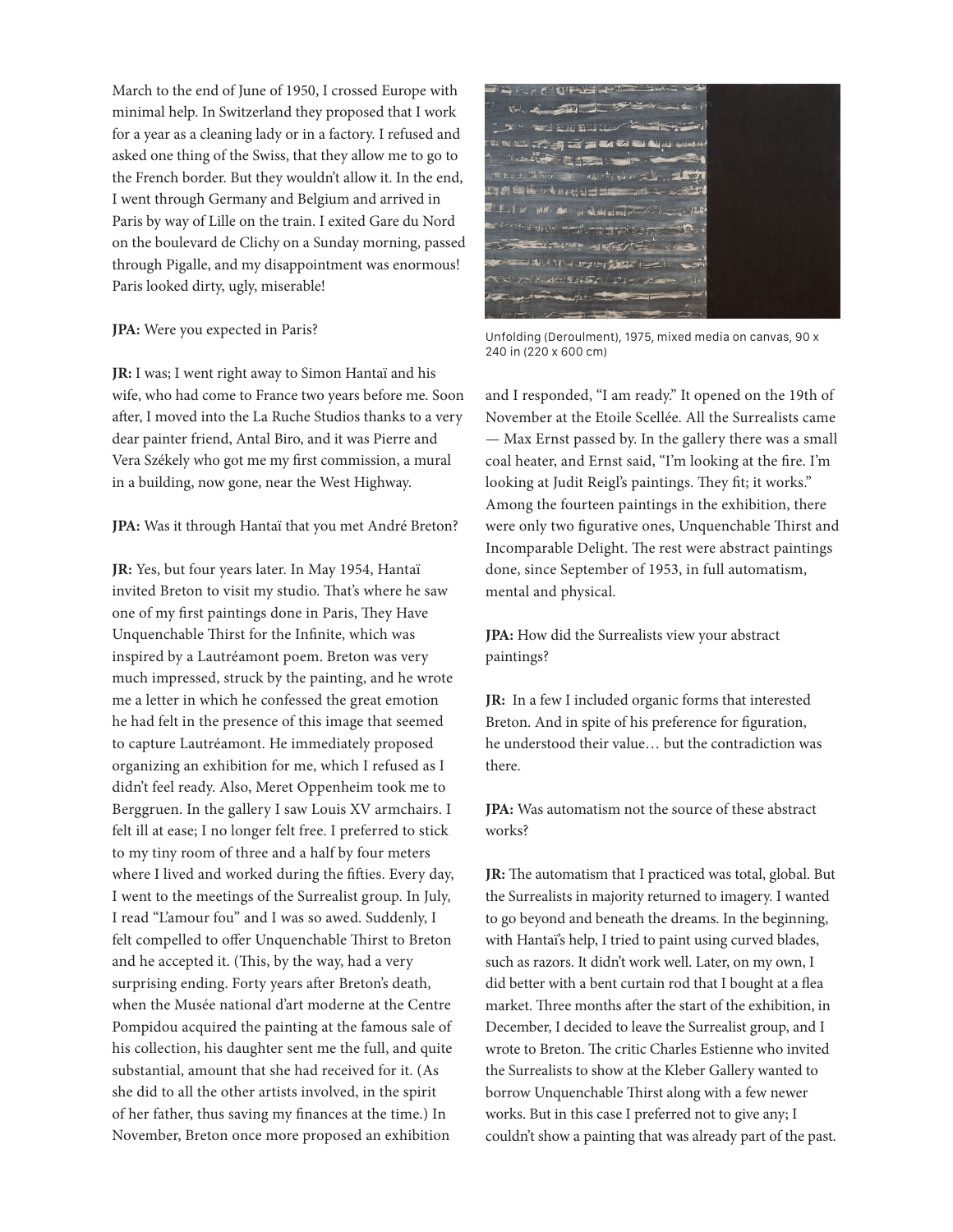March to the end of June of 1950, I crossed Europe with minimal help. In Switzerland they proposed that I work for a year as a cleaning lady or in a factory. I refused and asked one thing of the Swiss, that they allow me to go to the French border. But they wouldn't allow it. In the end, I went through Germany and Belgium and arrived in Paris by way of Lille on the train. I exited Gare du Nord on the boulevard de Clichy on a Sunday morning, passed through Pigalle, and my disappointment was enormous! Paris looked dirty, ugly, miserable!

**JPA:** Were you expected in Paris?

**JR:** I was; I went right away to Simon Hantaï and his wife, who had come to France two years before me. Soon after, I moved into the La Ruche Studios thanks to a very dear painter friend, Antal Biro, and it was Pierre and Vera Székely who got me my first commission, a mural in a building, now gone, near the West Highway.

**JPA:** Was it through Hantaï that you met André Breton?

**JR:** Yes, but four years later. In May 1954, Hantaï invited Breton to visit my studio. That's where he saw one of my first paintings done in Paris, They Have Unquenchable Thirst for the Infinite, which was inspired by a Lautréamont poem. Breton was very much impressed, struck by the painting, and he wrote me a letter in which he confessed the great emotion he had felt in the presence of this image that seemed to capture Lautréamont. He immediately proposed organizing an exhibition for me, which I refused as I didn't feel ready. Also, Meret Oppenheim took me to Berggruen. In the gallery I saw Louis XV armchairs. I felt ill at ease; I no longer felt free. I preferred to stick to my tiny room of three and a half by four meters where I lived and worked during the fifties. Every day, I went to the meetings of the Surrealist group. In July, I read "L'amour fou" and I was so awed. Suddenly, I felt compelled to offer Unquenchable Thirst to Breton and he accepted it. (This, by the way, had a very surprising ending. Forty years after Breton's death, when the Musée national d'art moderne at the Centre Pompidou acquired the painting at the famous sale of his collection, his daughter sent me the full, and quite substantial, amount that she had received for it. (As she did to all the other artists involved, in the spirit of her father, thus saving my finances at the time.) In November, Breton once more proposed an exhibition and I responded, "I am ready." It opened on the 19th of November at the Etoile Scellée. All the Surrealists came — Max Ernst passed by. In the gallery there was a small coal heater, and Ernst said, "I'm looking at the fire. I'm looking at Judit Reigl's paintings. They fit; it works." Among the fourteen paintings in the exhibition, there were only two figurative ones, Unquenchable Thirst and Incomparable Delight. The rest were abstract paintings done, since September of 1953, in full automatism, mental and physical.

Unfolding (Deroulment), 1975, mixed media on canvas, 90 x 240 in (220 x 600 cm)

**JPA:** How did the Surrealists view your abstract paintings?

**JR:** In a few I included organic forms that interested Breton. And in spite of his preference for figuration, he understood their value… but the contradiction was there.

**JPA:** Was automatism not the source of these abstract works?

**JR:** The automatism that I practiced was total, global. But the Surrealists in majority returned to imagery. I wanted to go beyond and beneath the dreams. In the beginning, with Hantaï's help, I tried to paint using curved blades, such as razors. It didn't work well. Later, on my own, I did better with a bent curtain rod that I bought at a flea market. Three months after the start of the exhibition, in December, I decided to leave the Surrealist group, and I wrote to Breton. The critic Charles Estienne who invited the Surrealists to show at the Kleber Gallery wanted to borrow Unquenchable Thirst along with a few newer works. But in this case I preferred not to give any; I couldn't show a painting that was already part of the past.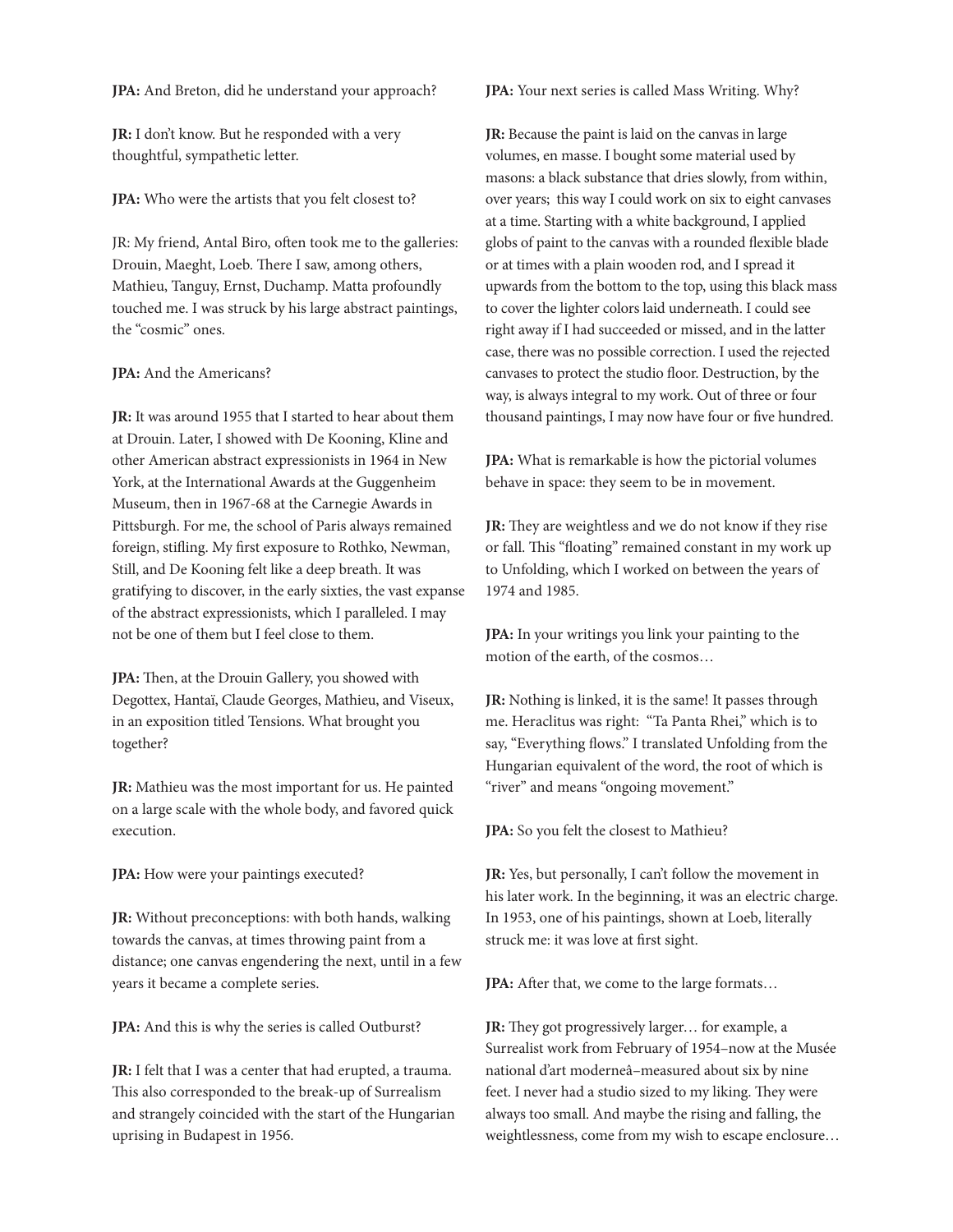**JPA:** And Breton, did he understand your approach?

**JR:** I don't know. But he responded with a very thoughtful, sympathetic letter.

**JPA:** Who were the artists that you felt closest to?

JR: My friend, Antal Biro, often took me to the galleries: Drouin, Maeght, Loeb. There I saw, among others, Mathieu, Tanguy, Ernst, Duchamp. Matta profoundly touched me. I was struck by his large abstract paintings, the "cosmic" ones.

**JPA:** And the Americans?

**JR:** It was around 1955 that I started to hear about them at Drouin. Later, I showed with De Kooning, Kline and other American abstract expressionists in 1964 in New York, at the International Awards at the Guggenheim Museum, then in 1967-68 at the Carnegie Awards in Pittsburgh. For me, the school of Paris always remained foreign, stifling. My first exposure to Rothko, Newman, Still, and De Kooning felt like a deep breath. It was gratifying to discover, in the early sixties, the vast expanse of the abstract expressionists, which I paralleled. I may not be one of them but I feel close to them.

**JPA:** Then, at the Drouin Gallery, you showed with Degottex, Hantaï, Claude Georges, Mathieu, and Viseux, in an exposition titled Tensions. What brought you together?

**JR:** Mathieu was the most important for us. He painted on a large scale with the whole body, and favored quick execution.

**JPA:** How were your paintings executed?

**JR:** Without preconceptions: with both hands, walking towards the canvas, at times throwing paint from a distance; one canvas engendering the next, until in a few years it became a complete series.

**JPA:** And this is why the series is called Outburst?

**JR:** I felt that I was a center that had erupted, a trauma. This also corresponded to the break-up of Surrealism and strangely coincided with the start of the Hungarian uprising in Budapest in 1956.

**JPA:** Your next series is called Mass Writing. Why?

**JR:** Because the paint is laid on the canvas in large volumes, en masse. I bought some material used by masons: a black substance that dries slowly, from within, over years; this way I could work on six to eight canvases at a time. Starting with a white background, I applied globs of paint to the canvas with a rounded flexible blade or at times with a plain wooden rod, and I spread it upwards from the bottom to the top, using this black mass to cover the lighter colors laid underneath. I could see right away if I had succeeded or missed, and in the latter case, there was no possible correction. I used the rejected canvases to protect the studio floor. Destruction, by the way, is always integral to my work. Out of three or four thousand paintings, I may now have four or five hundred.

**JPA:** What is remarkable is how the pictorial volumes behave in space: they seem to be in movement.

**JR:** They are weightless and we do not know if they rise or fall. This "floating" remained constant in my work up to Unfolding, which I worked on between the years of 1974 and 1985.

**JPA:** In your writings you link your painting to the motion of the earth, of the cosmos…

**JR:** Nothing is linked, it is the same! It passes through me. Heraclitus was right: "Ta Panta Rhei," which is to say, "Everything flows." I translated Unfolding from the Hungarian equivalent of the word, the root of which is "river" and means "ongoing movement."

**JPA:** So you felt the closest to Mathieu?

**JR:** Yes, but personally, I can't follow the movement in his later work. In the beginning, it was an electric charge. In 1953, one of his paintings, shown at Loeb, literally struck me: it was love at first sight.

**JPA:** After that, we come to the large formats…

**JR:** They got progressively larger… for example, a Surrealist work from February of 1954–now at the Musée national d'art moderneâ–measured about six by nine feet. I never had a studio sized to my liking. They were always too small. And maybe the rising and falling, the weightlessness, come from my wish to escape enclosure…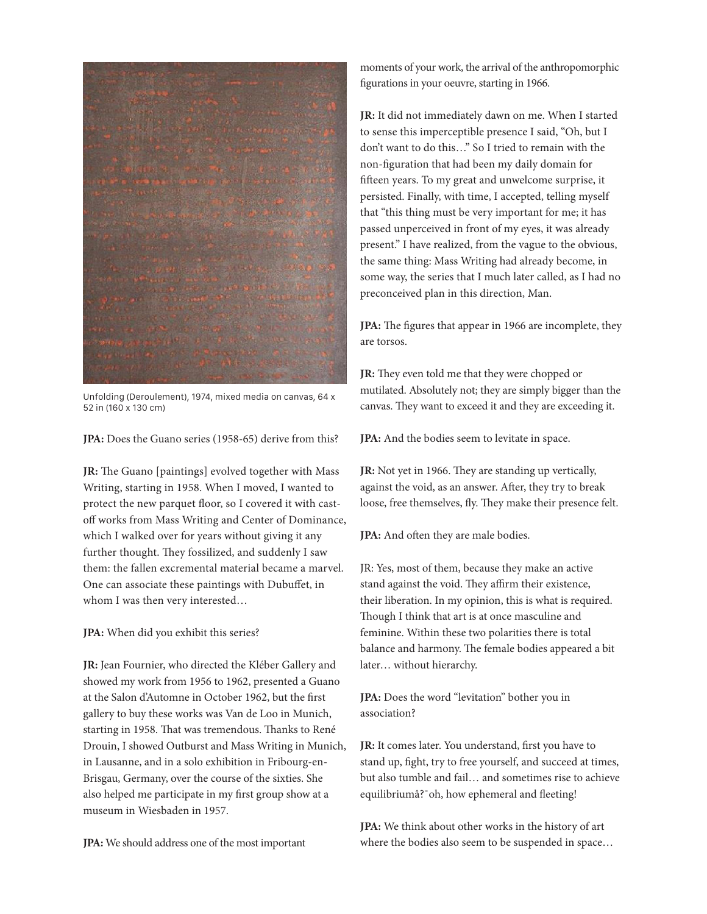Unfolding (Deroulement), 1974, mixed media on canvas, 64 x 52 in (160 x 130 cm)

**JPA:** Does the Guano series (1958-65) derive from this?

**JR:** The Guano [paintings] evolved together with Mass Writing, starting in 1958. When I moved, I wanted to protect the new parquet floor, so I covered it with cast-off works from Mass Writing and Center of Dominance, which I walked over for years without giving it any further thought. They fossilized, and suddenly I saw them: the fallen excremental material became a marvel. One can associate these paintings with Dubuffet, in whom I was then very interested…

**JPA:** When did you exhibit this series?

**JR:** Jean Fournier, who directed the Kléber Gallery and showed my work from 1956 to 1962, presented a Guano at the Salon d'Automne in October 1962, but the first gallery to buy these works was Van de Loo in Munich, starting in 1958. That was tremendous. Thanks to René Drouin, I showed Outburst and Mass Writing in Munich, in Lausanne, and in a solo exhibition in Fribourg-en-Brisgau, Germany, over the course of the sixties. She also helped me participate in my first group show at a museum in Wiesbaden in 1957.

**JPA:** We should address one of the most important moments of your work, the arrival of the anthropomorphic figurations in your oeuvre, starting in 1966.

**JR:** It did not immediately dawn on me. When I started to sense this imperceptible presence I said, "Oh, but I don't want to do this…" So I tried to remain with the non-figuration that had been my daily domain for fifteen years. To my great and unwelcome surprise, it persisted. Finally, with time, I accepted, telling myself that "this thing must be very important for me; it has passed unperceived in front of my eyes, it was already present." I have realized, from the vague to the obvious, the same thing: Mass Writing had already become, in some way, the series that I much later called, as I had no preconceived plan in this direction, Man.

**JPA:** The figures that appear in 1966 are incomplete, they are torsos.

**JR:** They even told me that they were chopped or mutilated. Absolutely not; they are simply bigger than the canvas. They want to exceed it and they are exceeding it.

**JPA:** And the bodies seem to levitate in space.

**JR:** Not yet in 1966. They are standing up vertically, against the void, as an answer. After, they try to break loose, free themselves, fly. They make their presence felt.

**JPA:** And often they are male bodies.

JR: Yes, most of them, because they make an active stand against the void. They affirm their existence, their liberation. In my opinion, this is what is required. Though I think that art is at once masculine and feminine. Within these two polarities there is total balance and harmony. The female bodies appeared a bit later… without hierarchy.

**JPA:** Does the word "levitation" bother you in association?

**JR:** It comes later. You understand, first you have to stand up, fight, try to free yourself, and succeed at times, but also tumble and fail… and sometimes rise to achieve equilibriumâ?¨oh, how ephemeral and fleeting!

**JPA:** We think about other works in the history of art where the bodies also seem to be suspended in space…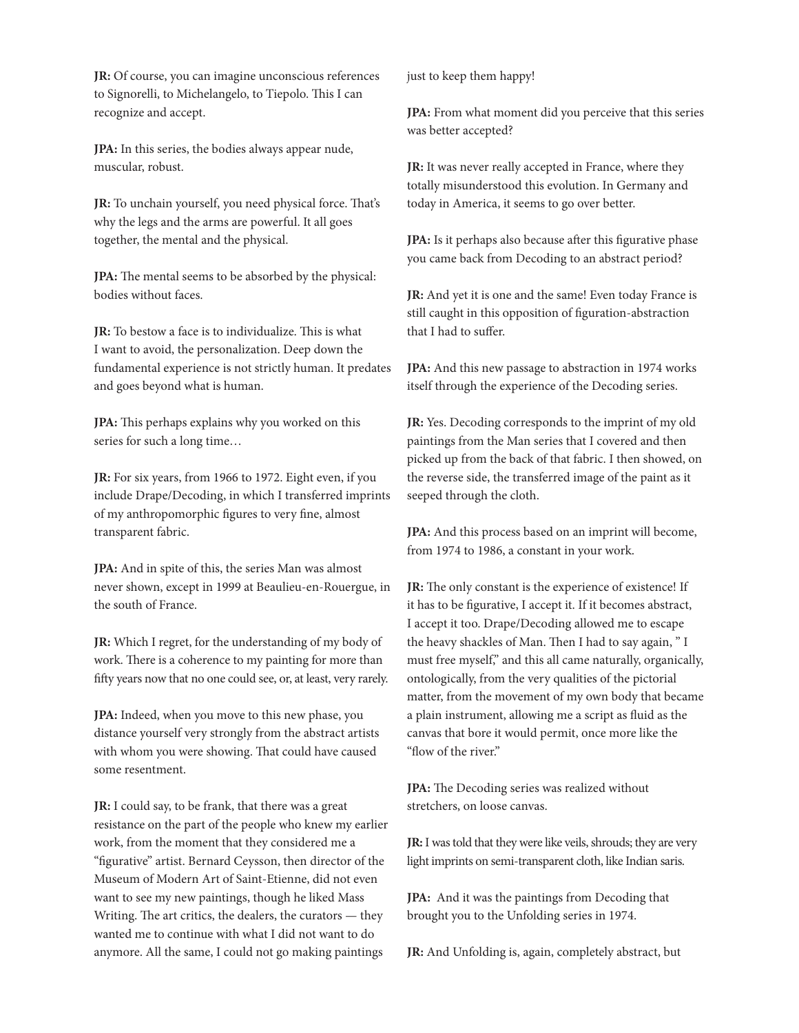**JR:** Of course, you can imagine unconscious references to Signorelli, to Michelangelo, to Tiepolo. This I can recognize and accept.

**JPA:** In this series, the bodies always appear nude, muscular, robust.

**JR:** To unchain yourself, you need physical force. That's why the legs and the arms are powerful. It all goes together, the mental and the physical.

**JPA:** The mental seems to be absorbed by the physical: bodies without faces.

**JR:** To bestow a face is to individualize. This is what I want to avoid, the personalization. Deep down the fundamental experience is not strictly human. It predates and goes beyond what is human.

**JPA:** This perhaps explains why you worked on this series for such a long time…

**JR:** For six years, from 1966 to 1972. Eight even, if you include Drape/Decoding, in which I transferred imprints of my anthropomorphic figures to very fine, almost transparent fabric.

**JPA:** And in spite of this, the series Man was almost never shown, except in 1999 at Beaulieu-en-Rouergue, in the south of France.

**JR:** Which I regret, for the understanding of my body of work. There is a coherence to my painting for more than fifty years now that no one could see, or, at least, very rarely.

**JPA:** Indeed, when you move to this new phase, you distance yourself very strongly from the abstract artists with whom you were showing. That could have caused some resentment.

**JR:** I could say, to be frank, that there was a great resistance on the part of the people who knew my earlier work, from the moment that they considered me a "figurative" artist. Bernard Ceysson, then director of the Museum of Modern Art of Saint-Etienne, did not even want to see my new paintings, though he liked Mass Writing. The art critics, the dealers, the curators — they wanted me to continue with what I did not want to do anymore. All the same, I could not go making paintings just to keep them happy!

**JPA:** From what moment did you perceive that this series was better accepted?

**JR:** It was never really accepted in France, where they totally misunderstood this evolution. In Germany and today in America, it seems to go over better.

**JPA:** Is it perhaps also because after this figurative phase you came back from Decoding to an abstract period?

**JR:** And yet it is one and the same! Even today France is still caught in this opposition of figuration-abstraction that I had to suffer.

**JPA:** And this new passage to abstraction in 1974 works itself through the experience of the Decoding series.

**JR:** Yes. Decoding corresponds to the imprint of my old paintings from the Man series that I covered and then picked up from the back of that fabric. I then showed, on the reverse side, the transferred image of the paint as it seeped through the cloth.

**JPA:** And this process based on an imprint will become, from 1974 to 1986, a constant in your work.

**JR:** The only constant is the experience of existence! If it has to be figurative, I accept it. If it becomes abstract, I accept it too. Drape/Decoding allowed me to escape the heavy shackles of Man. Then I had to say again, " I must free myself," and this all came naturally, organically, ontologically, from the very qualities of the pictorial matter, from the movement of my own body that became a plain instrument, allowing me a script as fluid as the canvas that bore it would permit, once more like the "flow of the river."

**JPA:** The Decoding series was realized without stretchers, on loose canvas.

**JR:** I was told that they were like veils, shrouds; they are very light imprints on semi-transparent cloth, like Indian saris.

**JPA:** And it was the paintings from Decoding that brought you to the Unfolding series in 1974.

**JR:** And Unfolding is, again, completely abstract, but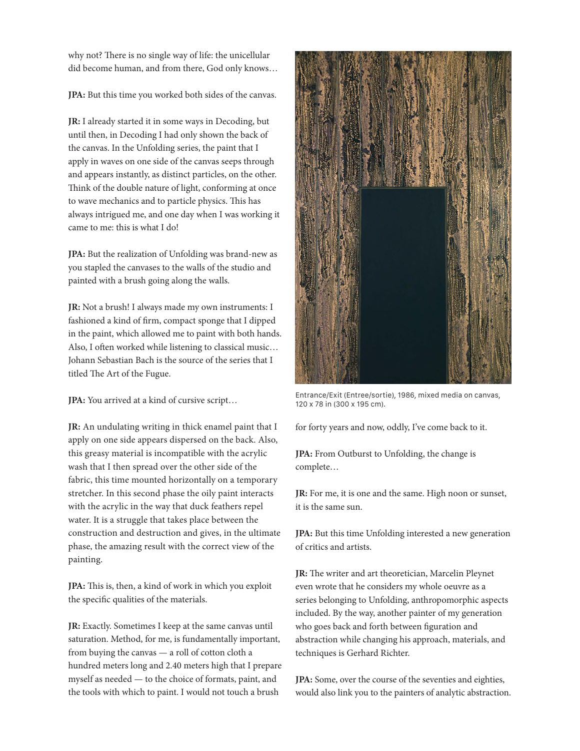why not? There is no single way of life: the unicellular did become human, and from there, God only knows…

**JPA:** But this time you worked both sides of the canvas.

**JR:** I already started it in some ways in Decoding, but until then, in Decoding I had only shown the back of the canvas. In the Unfolding series, the paint that I apply in waves on one side of the canvas seeps through and appears instantly, as distinct particles, on the other. Think of the double nature of light, conforming at once to wave mechanics and to particle physics. This has always intrigued me, and one day when I was working it came to me: this is what I do!

**JPA:** But the realization of Unfolding was brand-new as you stapled the canvases to the walls of the studio and painted with a brush going along the walls.

**JR:** Not a brush! I always made my own instruments: I fashioned a kind of firm, compact sponge that I dipped in the paint, which allowed me to paint with both hands. Also, I often worked while listening to classical music… Johann Sebastian Bach is the source of the series that I titled The Art of the Fugue.

**JPA:** You arrived at a kind of cursive script…

**JR:** An undulating writing in thick enamel paint that I apply on one side appears dispersed on the back. Also, this greasy material is incompatible with the acrylic wash that I then spread over the other side of the fabric, this time mounted horizontally on a temporary stretcher. In this second phase the oily paint interacts with the acrylic in the way that duck feathers repel water. It is a struggle that takes place between the construction and destruction and gives, in the ultimate phase, the amazing result with the correct view of the painting.

**JPA:** This is, then, a kind of work in which you exploit the specific qualities of the materials.

**JR:** Exactly. Sometimes I keep at the same canvas until saturation. Method, for me, is fundamentally important, from buying the canvas — a roll of cotton cloth a hundred meters long and 2.40 meters high that I prepare myself as needed — to the choice of formats, paint, and the tools with which to paint. I would not touch a brush for forty years and now, oddly, I've come back to it.

Entrance/Exit (Entree/sortie), 1986, mixed media on canvas, 120 x 78 in (300 x 195 cm).

**JPA:** From Outburst to Unfolding, the change is complete…

**JR:** For me, it is one and the same. High noon or sunset, it is the same sun.

**JPA:** But this time Unfolding interested a new generation of critics and artists.

**JR:** The writer and art theoretician, Marcelin Pleynet even wrote that he considers my whole oeuvre as a series belonging to Unfolding, anthropomorphic aspects included. By the way, another painter of my generation who goes back and forth between figuration and abstraction while changing his approach, materials, and techniques is Gerhard Richter.

**JPA:** Some, over the course of the seventies and eighties, would also link you to the painters of analytic abstraction.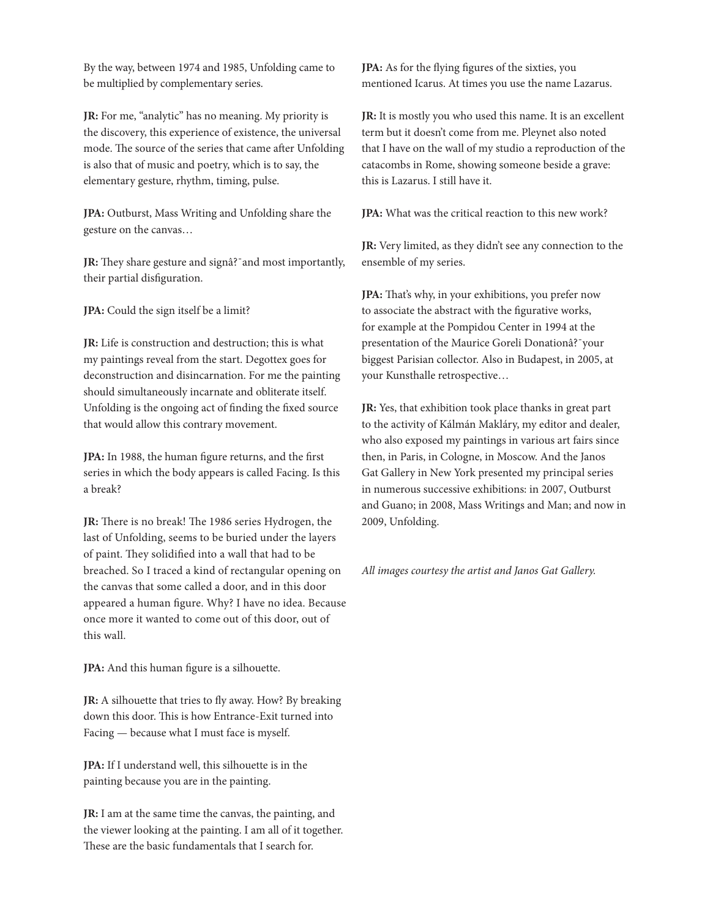By the way, between 1974 and 1985, Unfolding came to be multiplied by complementary series.

**JR:** For me, "analytic" has no meaning. My priority is the discovery, this experience of existence, the universal mode. The source of the series that came after Unfolding is also that of music and poetry, which is to say, the elementary gesture, rhythm, timing, pulse.

**JPA:** Outburst, Mass Writing and Unfolding share the gesture on the canvas…

**JR:** They share gesture and signâ?¯and most importantly, their partial disfiguration.

**JPA:** Could the sign itself be a limit?

**JR:** Life is construction and destruction; this is what my paintings reveal from the start. Degottex goes for deconstruction and disincarnation. For me the painting should simultaneously incarnate and obliterate itself. Unfolding is the ongoing act of finding the fixed source that would allow this contrary movement.

**JPA:** In 1988, the human figure returns, and the first series in which the body appears is called Facing. Is this a break?

**JR:** There is no break! The 1986 series Hydrogen, the last of Unfolding, seems to be buried under the layers of paint. They solidified into a wall that had to be breached. So I traced a kind of rectangular opening on the canvas that some called a door, and in this door appeared a human figure. Why? I have no idea. Because once more it wanted to come out of this door, out of this wall.

**JPA:** And this human figure is a silhouette.

**JR:** A silhouette that tries to fly away. How? By breaking down this door. This is how Entrance-Exit turned into Facing — because what I must face is myself.

**JPA:** If I understand well, this silhouette is in the painting because you are in the painting.

**JR:** I am at the same time the canvas, the painting, and the viewer looking at the painting. I am all of it together. These are the basic fundamentals that I search for.

**JPA:** As for the flying figures of the sixties, you mentioned Icarus. At times you use the name Lazarus.

**JR:** It is mostly you who used this name. It is an excellent term but it doesn't come from me. Pleynet also noted that I have on the wall of my studio a reproduction of the catacombs in Rome, showing someone beside a grave: this is Lazarus. I still have it.

**JPA:** What was the critical reaction to this new work?

**JR:** Very limited, as they didn't see any connection to the ensemble of my series.

**JPA:** That's why, in your exhibitions, you prefer now to associate the abstract with the figurative works, for example at the Pompidou Center in 1994 at the presentation of the Maurice Goreli Donationâ?¯your biggest Parisian collector. Also in Budapest, in 2005, at your Kunsthalle retrospective…

**JR:** Yes, that exhibition took place thanks in great part to the activity of Kálmán Makláry, my editor and dealer, who also exposed my paintings in various art fairs since then, in Paris, in Cologne, in Moscow. And the Janos Gat Gallery in New York presented my principal series in numerous successive exhibitions: in 2007, Outburst and Guano; in 2008, Mass Writings and Man; and now in 2009, Unfolding.

*All images courtesy the artist and Janos Gat Gallery.*